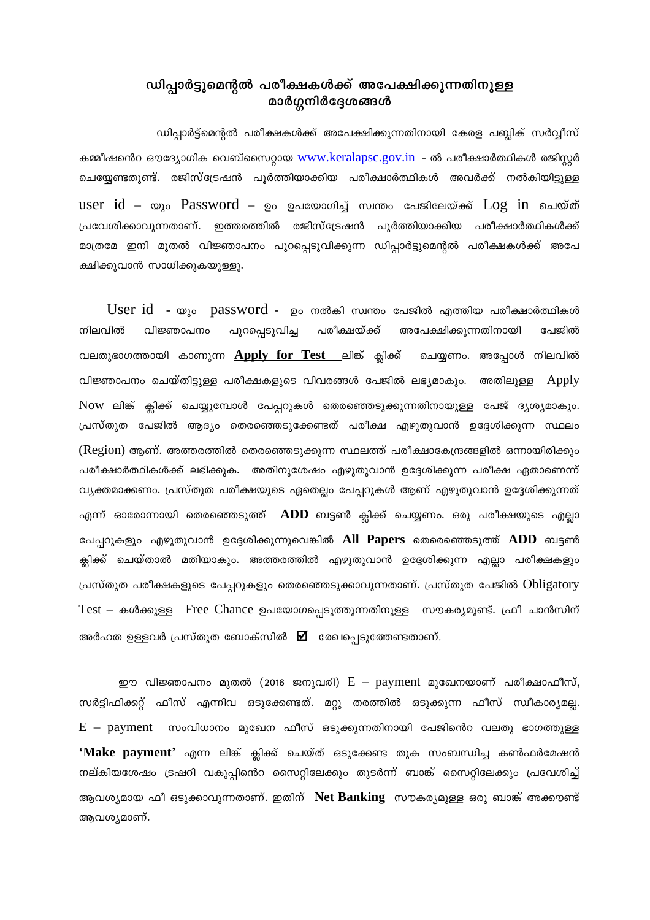# ഡിപ്പാർട്ടുമെന്റൽ പരീക്ഷകൾക്ക് അപേക്ഷിക്കുന്നതിനുള്ള മാർഗ്ഗനിർദ്ദേശങ്ങൾ

ഡിപ്പാർട്ട്മെന്റൽ പരീക്ഷകൾക്ക് അപേക്ഷിക്കുന്നതിനായി കേരള പബ്ലിക് സർവ്വീസ് കമ്മീഷന്റെ ഔദ്യോഗിക വെബ്സൈറ്റായ www.keralapsc.gov.in - ൽ പരീക്ഷാർത്ഥികൾ രജിസ്റ്റർ ചെയ്യേണ്ടതുണ്ട്. രജിസ്ട്രേഷൻ പൂർത്തിയാക്കിയ പരീക്ഷാർത്ഥികൾ അവർക്ക് നൽകിയിട്ടുള്ള user id – യും Password – ഉം ഉപയോഗിച്ച് സ്വന്തം പേജിലേയ്ക്ക് Log in ചെയ്ത് പ്രവേശിക്കാവുന്നതാണ്. ഇത്തരത്തിൽ രജിസ്ട്രേഷൻ പൂർത്തിയാക്കിയ പരീക്ഷാർത്ഥികൾക്ക് മാത്രമേ ഇനി മുതൽ വിജ്ഞാപനം പുറപ്പെടുവിക്കുന്ന ഡിപ്പാർട്ടുമെന്റൽ പരീക്ഷകൾക്ക് അപേക്ഷിക്കുവാൻ സാധിക്കുകയുള്ളൂ.

User id - യും password - ഉം നൽകി സ്വന്തം പേജിൽ എത്തിയ പരീക്ഷാർത്ഥികൾ നിലവിൽ വിജ്ഞാപനം പുറപ്പെടുവിച്ച പരീക്ഷയ്ക്ക് അപേക്ഷിക്കുന്നതിനായി പേജിൽ വലതുഭാഗത്തായി കാണുന്ന **<u>Apply for Test</u>** ലിങ്ക് ക്ലിക്ക് ചെയ്യണം. അപ്പോൾ നിലവിൽ വിജ്ഞാപനം ചെയ്തിട്ടുള്ള പരീക്ഷകളുടെ വിവരങ്ങൾ പേജിൽ ലഭ്യമാകും. അതിലുള്ള Apply Now ലിങ്ക് ക്ലിക്ക് ചെയ്യുമ്പോൾ പേപ്പറുകൾ തെരഞ്ഞെടുക്കുന്നതിനായുള്ള പേജ് ദൃശ്യമാകും. പ്രസ്തുത പേജിൽ ആദ്യം തെരഞ്ഞെടുക്കേണ്ടത് പരീക്ഷ എഴുതുവാൻ ഉദ്ദേശിക്കുന്ന സ്ഥലം (Region) ആണ്. അത്തരത്തിൽ തെരഞ്ഞെടുക്കുന്ന സ്ഥലത്ത് പരീക്ഷാകേന്ദ്രങ്ങളിൽ ഒന്നായിരിക്കും പരീക്ഷാർത്ഥികൾക്ക് ലഭിക്കുക. അതിനുശേഷം എഴുതുവാൻ ഉദ്ദേശിക്കുന്ന പരീക്ഷ ഏതാണെന്ന് വ്യക്തമാക്കണം. പ്രസ്തുത പരീക്ഷയുടെ ഏതെല്ലാം പേപ്പറുകൾ ആണ് എഴുതുവാൻ ഉദ്ദേശിക്കുന്നത് എന്ന് ഓരോന്നായി തെരഞ്ഞെടുത്ത് **ADD** ബട്ടൺ ക്ലിക്ക് ചെയ്യണം. ഒരു പരീക്ഷയുടെ എല്ലാ പേപ്പറുകളും എഴുതുവാൻ ഉദ്ദേശിക്കുന്നുവെങ്കിൽ **All Papers** തെരെഞ്ഞെടുത്ത് **ADD** ബട്ടൺ ക്ലിക്ക് ചെയ്താൽ മതിയാകും. അത്തരത്തിൽ എഴുതുവാൻ ഉദ്ദേശിക്കുന്ന എല്ലാ പരീക്ഷകളും പ്രസ്തുത പരീക്ഷകളുടെ പേപ്പറുകളും തെരഞ്ഞെടുക്കാവുന്നതാണ്. പ്രസ്തുത പേജിൽ Obligatory Test – കൾക്കുള്ള Free Chance ഉപയോഗപ്പെടുത്തുന്നതിനുള്ള സൗകര്യമുണ്ട്. ഫ്രീ ചാൻസിന് അർഹത ഉള്ളവർ പ്രസ്തുത ബോക്സിൽ ☑ രേഖപ്പെടുത്തേണ്ടതാണ്.

ഈ വിജ്ഞാപനം മുതൽ (2016 ജനുവരി) E – payment മുഖേനയാണ് പരീക്ഷാഫീസ്, സർട്ടിഫിക്കറ്റ് ഫീസ് എന്നിവ ഒടുക്കേണ്ടത്. മറ്റു തരത്തിൽ ഒടുക്കുന്ന ഫീസ് സ്വീകാര്യമല്ല. E – payment സംവിധാനം മുഖേന ഫീസ് ഒടുക്കുന്നതിനായി പേജിന്റെ വലതു ഭാഗത്തുള്ള **'Make payment'** എന്ന ലിങ്ക് ക്ലിക്ക് ചെയ്ത് ഒടുക്കേണ്ട തുക സംബന്ധിച്ച കൺഫർമേഷൻ നല്കിയശേഷം ട്രഷറി വകുപ്പിന്റെ സൈറ്റിലേക്കും തുടർന്ന് ബാങ്ക് സൈറ്റിലേക്കും പ്രവേശിച്ച് ആവശ്യമായ ഫീ ഒടുക്കാവുന്നതാണ്. ഇതിന് **Net Banking** സൗകര്യമുള്ള ഒരു ബാങ്ക് അക്കൗണ്ട് ആവശ്യമാണ്.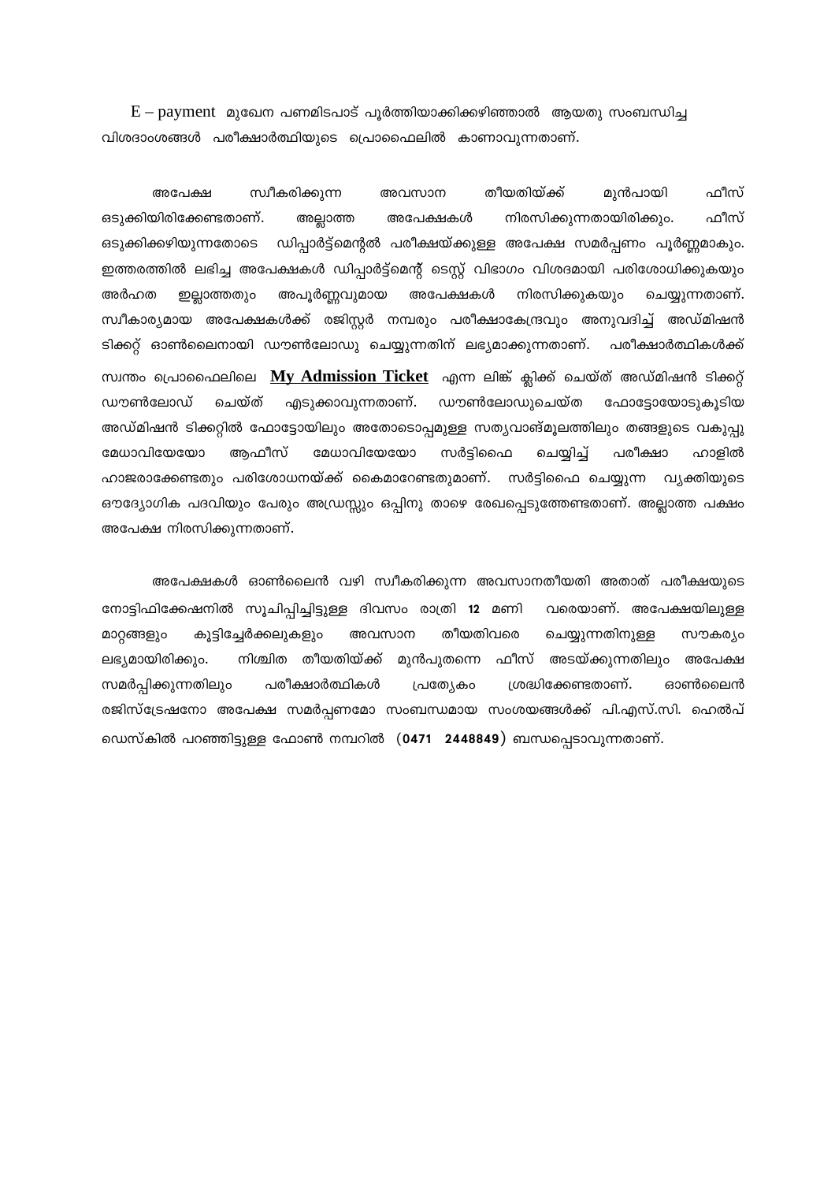E – payment മുഖേന പണമിടപാട് പൂർത്തിയാക്കിക്കഴിഞ്ഞാൽ ആയതു സംബന്ധിച്ച വിശദാംശങ്ങൾ പരീക്ഷാർത്ഥിയുടെ പ്രൊഫൈലിൽ കാണാവുന്നതാണ്.

അപേക്ഷ സ്വീകരിക്കുന്ന അവസാന തീയതിയ്ക്ക് മുൻപായി ഫീസ് ഒടുക്കിയിരിക്കേണ്ടതാണ്. അല്ലാത്ത അപേക്ഷകൾ നിരസിക്കുന്നതായിരിക്കും. ഫീസ് ഒടുക്കിക്കഴിയുന്നതോടെ ഡിപ്പാർട്ട്മെന്റൽ പരീക്ഷയ്ക്കുള്ള അപേക്ഷ സമർപ്പണം പൂർണ്ണമാകും. ഇത്തരത്തിൽ ലഭിച്ച അപേക്ഷകൾ ഡിപ്പാർട്ട്മെന്റ് ടെസ്റ്റ് വിഭാഗം വിശദമായി പരിശോധിക്കുകയും അർഹത ഇല്ലാത്തതും അപൂർണ്ണവുമായ അപേക്ഷകൾ നിരസിക്കുകയും ചെയ്യുന്നതാണ്. സ്വീകാര്യമായ അപേക്ഷകൾക്ക് രജിസ്റ്റർ നമ്പരും പരീക്ഷാകേന്ദ്രവും അനുവദിച്ച് അഡ്മിഷൻ ടിക്കറ്റ് ഓൺലൈനായി ഡൗൺലോഡു ചെയ്യുന്നതിന് ലഭ്യമാക്കുന്നതാണ്. പരീക്ഷാർത്ഥികൾക്ക് സ്വന്തം പ്രൊഫൈലിലെ **My Admission Ticket** എന്ന ലിങ്ക് ക്ലിക്ക് ചെയ്ത് അഡ്മിഷൻ ടിക്കറ്റ് ഡൗൺലോഡ് ചെയ്ത് എടുക്കാവുന്നതാണ്. ഡൗൺലോഡുചെയ്ത ഫോട്ടോയോടുകൂടിയ അഡ്മിഷൻ ടിക്കറ്റിൽ ഫോട്ടോയിലും അതോടൊപ്പമുള്ള സത്യവാങ്മൂലത്തിലും തങ്ങളുടെ വകുപ്പു മേധാവിയേയോ ആഫീസ് മേധാവിയേയോ സർട്ടിഫൈ ചെയ്യിച്ച് പരീക്ഷാ ഹാളിൽ ഹാജരാക്കേണ്ടതും പരിശോധനയ്ക്ക് കൈമാറേണ്ടതുമാണ്. സർട്ടിഫൈ ചെയ്യുന്ന വ്യക്തിയുടെ ഔദ്യോഗിക പദവിയും പേരും അഡ്രസ്സും ഒപ്പിനു താഴെ രേഖപ്പെടുത്തേണ്ടതാണ്. അല്ലാത്ത പക്ഷം അപേക്ഷ നിരസിക്കുന്നതാണ്.

അപേക്ഷകൾ ഓൺലൈൻ വഴി സ്വീകരിക്കുന്ന അവസാനതീയതി അതാത് പരീക്ഷയുടെ നോട്ടിഫിക്കേഷനിൽ സൂചിപ്പിച്ചിട്ടുള്ള ദിവസം രാത്രി 12 മണി വരെയാണ്. അപേക്ഷയിലുള്ള മാറ്റങ്ങളും കൂട്ടിച്ചേർക്കലുകളും അവസാന തീയതിവരെ ചെയ്യുന്നതിനുള്ള സൗകര്യം ലഭ്യമായിരിക്കും. നിശ്ചിത തീയതിയ്ക്ക് മുൻപുതന്നെ ഫീസ് അടയ്ക്കുന്നതിലും അപേക്ഷ സമർപ്പിക്കുന്നതിലും പരീക്ഷാർത്ഥികൾ പ്രത്യേകം ശ്രദ്ധിക്കേണ്ടതാണ്. ഓൺലൈൻ രജിസ്ട്രേഷനോ അപേക്ഷ സമർപ്പണമോ സംബന്ധമായ സംശയങ്ങൾക്ക് പി.എസ്.സി. ഹെൽപ് ഡെസ്കിൽ പറഞ്ഞിട്ടുള്ള ഫോൺ നമ്പറിൽ (0471 2448849) ബന്ധപ്പെടാവുന്നതാണ്.